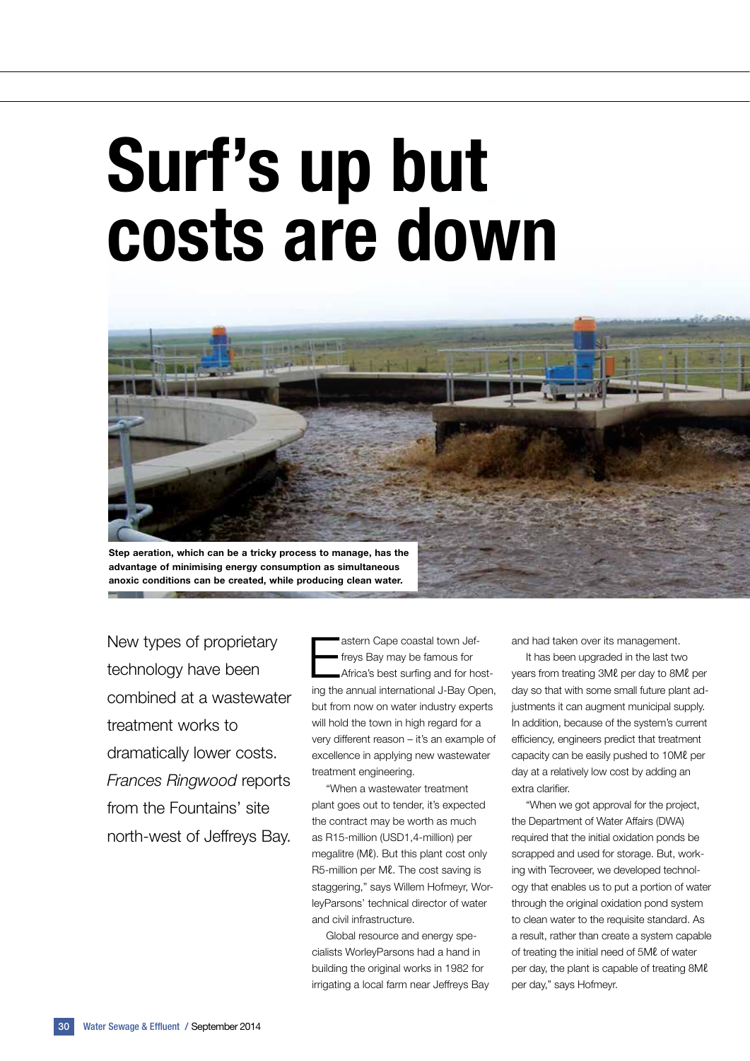# Surf's up but costs are down

Step aeration, which can be a tricky process to manage, has the advantage of minimising energy consumption as simultaneous anoxic conditions can be created, while producing clean water.

New types of proprietary technology have been combined at a wastewater treatment works to dramatically lower costs. *Frances Ringwood* reports from the Fountains' site north-west of Jeffreys Bay.

Eastern Cape coastal town Jeffreys Bay may be famous for Africa's best surfing and for hosting the annual international J-Bay Open, but from now on water industry experts will hold the town in high regard for a very different reason – it's an example of excellence in applying new wastewater treatment engineering.

"When a wastewater treatment plant goes out to tender, it's expected the contract may be worth as much as R15-million (USD1,4-million) per megalitre (Mℓ). But this plant cost only R5-million per Mℓ. The cost saving is staggering," says Willem Hofmeyr, WorleyParsons' technical director of water and civil infrastructure.

Global resource and energy specialists WorleyParsons had a hand in building the original works in 1982 for irrigating a local farm near Jeffreys Bay and had taken over its management.

It has been upgraded in the last two years from treating 3Mℓ per day to 8Mℓ per day so that with some small future plant adjustments it can augment municipal supply. In addition, because of the system's current efficiency, engineers predict that treatment capacity can be easily pushed to 10Mℓ per day at a relatively low cost by adding an extra clarifier.

"When we got approval for the project, the Department of Water Affairs (DWA) required that the initial oxidation ponds be scrapped and used for storage. But, working with Tecroveer, we developed technology that enables us to put a portion of water through the original oxidation pond system to clean water to the requisite standard. As a result, rather than create a system capable of treating the initial need of 5Mℓ of water per day, the plant is capable of treating 8Mℓ per day," says Hofmeyr.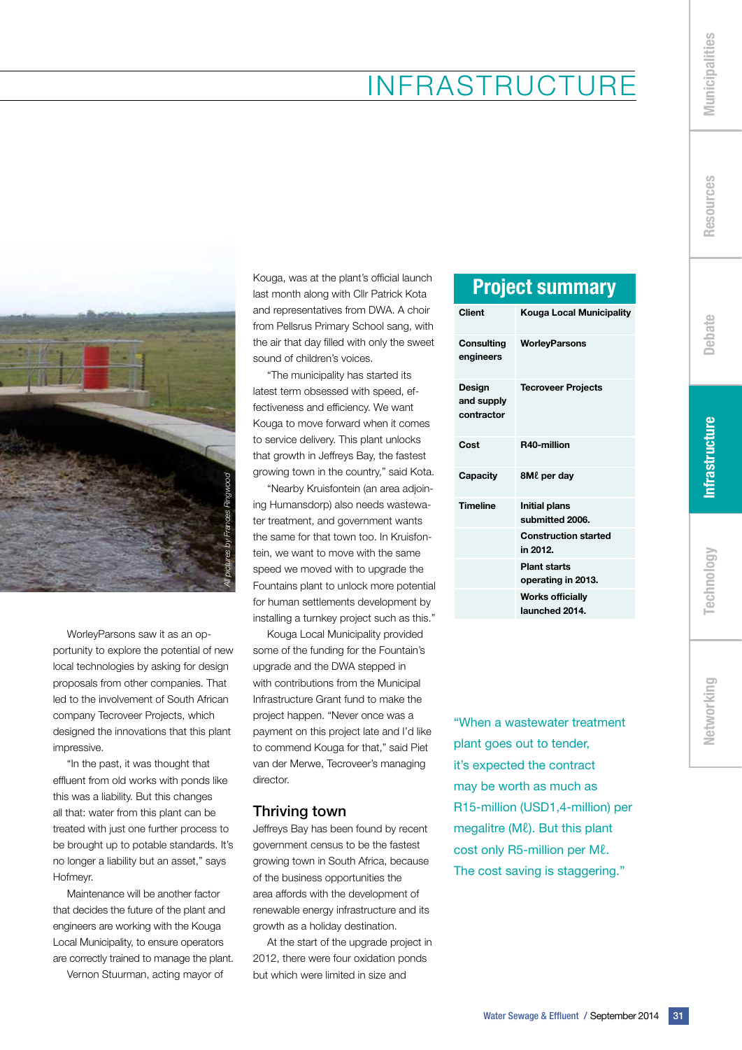# INFRASTRUCTURE

*All pictures by Frances Ringwood*

WorleyParsons saw it as an opportunity to explore the potential of new local technologies by asking for design proposals from other companies. That led to the involvement of South African company Tecroveer Projects, which designed the innovations that this plant impressive.

"In the past, it was thought that effluent from old works with ponds like this was a liability. But this changes all that: water from this plant can be treated with just one further process to be brought up to potable standards. It's no longer a liability but an asset," says Hofmeyr.

Maintenance will be another factor that decides the future of the plant and engineers are working with the Kouga Local Municipality, to ensure operators are correctly trained to manage the plant.

Vernon Stuurman, acting mayor of Kouga, was at the plant's official launch last month along with Cllr Patrick Kota and representatives from DWA. A choir from Pellsrus Primary School sang, with the air that day filled with only the sweet sound of children's voices.

"The municipality has started its latest term obsessed with speed, effectiveness and efficiency. We want Kouga to move forward when it comes to service delivery. This plant unlocks that growth in Jeffreys Bay, the fastest growing town in the country," said Kota.

"Nearby Kruisfontein (an area adjoining Humansdorp) also needs wastewater treatment, and government wants the same for that town too. In Kruisfontein, we want to move with the same speed we moved with to upgrade the Fountains plant to unlock more potential for human settlements development by installing a turnkey project such as this."

Kouga Local Municipality provided some of the funding for the Fountain's upgrade and the DWA stepped in with contributions from the Municipal Infrastructure Grant fund to make the project happen. "Never once was a payment on this project late and I'd like to commend Kouga for that," said Piet van der Merwe, Tecroveer's managing director.

## Thriving town

Jeffreys Bay has been found by recent government census to be the fastest growing town in South Africa, because of the business opportunities the area affords with the development of renewable energy infrastructure and its growth as a holiday destination.

At the start of the upgrade project in 2012, there were four oxidation ponds but which were limited in size and

## Project summary

| | |
|---|---|
| **Client** | **Kouga Local Municipality** |
| **Consulting engineers** | **WorleyParsons** |
| **Design and supply contractor** | **Tecroveer Projects** |
| **Cost** | **R40-million** |
| **Capacity** | **8Mℓ per day** |
| **Timeline** | **Initial plans submitted 2006.** |
| | **Construction started in 2012.** |
| | **Plant starts operating in 2013.** |
| | **Works officially launched 2014.** |

"When a wastewater treatment plant goes out to tender, it's expected the contract may be worth as much as R15-million (USD1,4-million) per megalitre (Mℓ). But this plant cost only R5-million per Mℓ. The cost saving is staggering."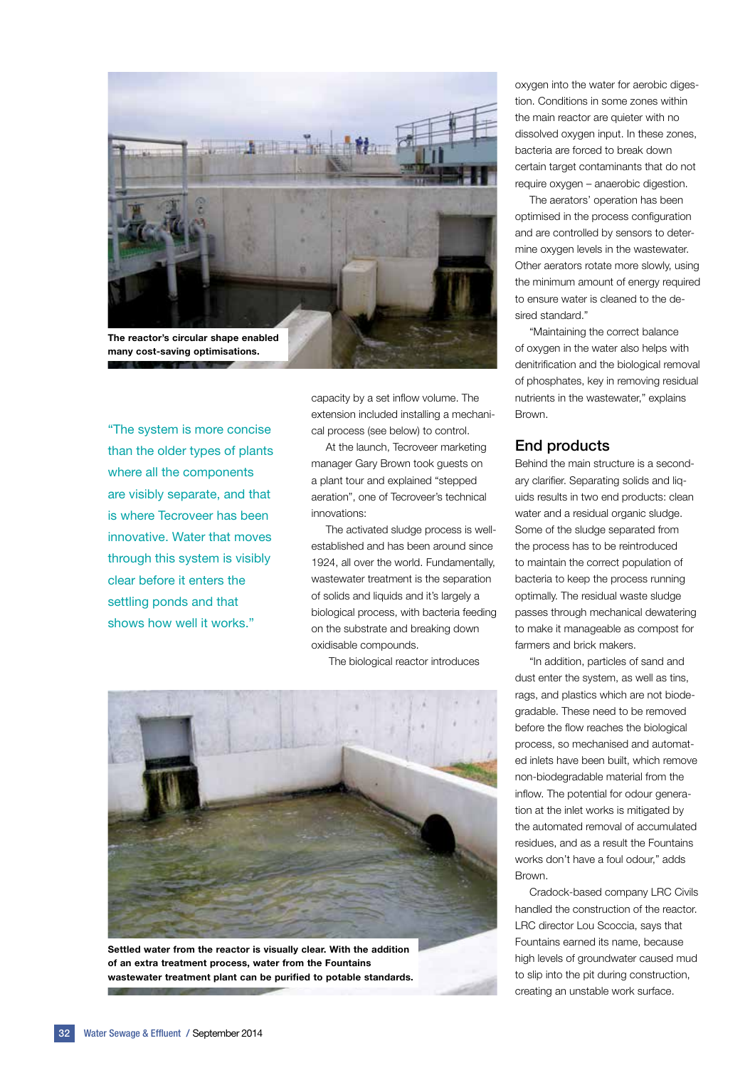The reactor's circular shape enabled many cost-saving optimisations.

"The system is more concise than the older types of plants where all the components are visibly separate, and that is where Tecroveer has been innovative. Water that moves through this system is visibly clear before it enters the settling ponds and that shows how well it works."

capacity by a set inflow volume. The extension included installing a mechanical process (see below) to control.

At the launch, Tecroveer marketing manager Gary Brown took guests on a plant tour and explained "stepped aeration", one of Tecroveer's technical innovations:

The activated sludge process is well-established and has been around since 1924, all over the world. Fundamentally, wastewater treatment is the separation of solids and liquids and it's largely a biological process, with bacteria feeding on the substrate and breaking down oxidisable compounds.

The biological reactor introduces oxygen into the water for aerobic digestion. Conditions in some zones within the main reactor are quieter with no dissolved oxygen input. In these zones, bacteria are forced to break down certain target contaminants that do not require oxygen – anaerobic digestion.

The aerators' operation has been optimised in the process configuration and are controlled by sensors to determine oxygen levels in the wastewater. Other aerators rotate more slowly, using the minimum amount of energy required to ensure water is cleaned to the desired standard."

"Maintaining the correct balance of oxygen in the water also helps with denitrification and the biological removal of phosphates, key in removing residual nutrients in the wastewater," explains Brown.

Settled water from the reactor is visually clear. With the addition of an extra treatment process, water from the Fountains wastewater treatment plant can be purified to potable standards.

## End products

Behind the main structure is a secondary clarifier. Separating solids and liquids results in two end products: clean water and a residual organic sludge. Some of the sludge separated from the process has to be reintroduced to maintain the correct population of bacteria to keep the process running optimally. The residual waste sludge passes through mechanical dewatering to make it manageable as compost for farmers and brick makers.

"In addition, particles of sand and dust enter the system, as well as tins, rags, and plastics which are not biodegradable. These need to be removed before the flow reaches the biological process, so mechanised and automated inlets have been built, which remove non-biodegradable material from the inflow. The potential for odour generation at the inlet works is mitigated by the automated removal of accumulated residues, and as a result the Fountains works don't have a foul odour," adds Brown.

Cradock-based company LRC Civils handled the construction of the reactor. LRC director Lou Scoccia, says that Fountains earned its name, because high levels of groundwater caused mud to slip into the pit during construction, creating an unstable work surface.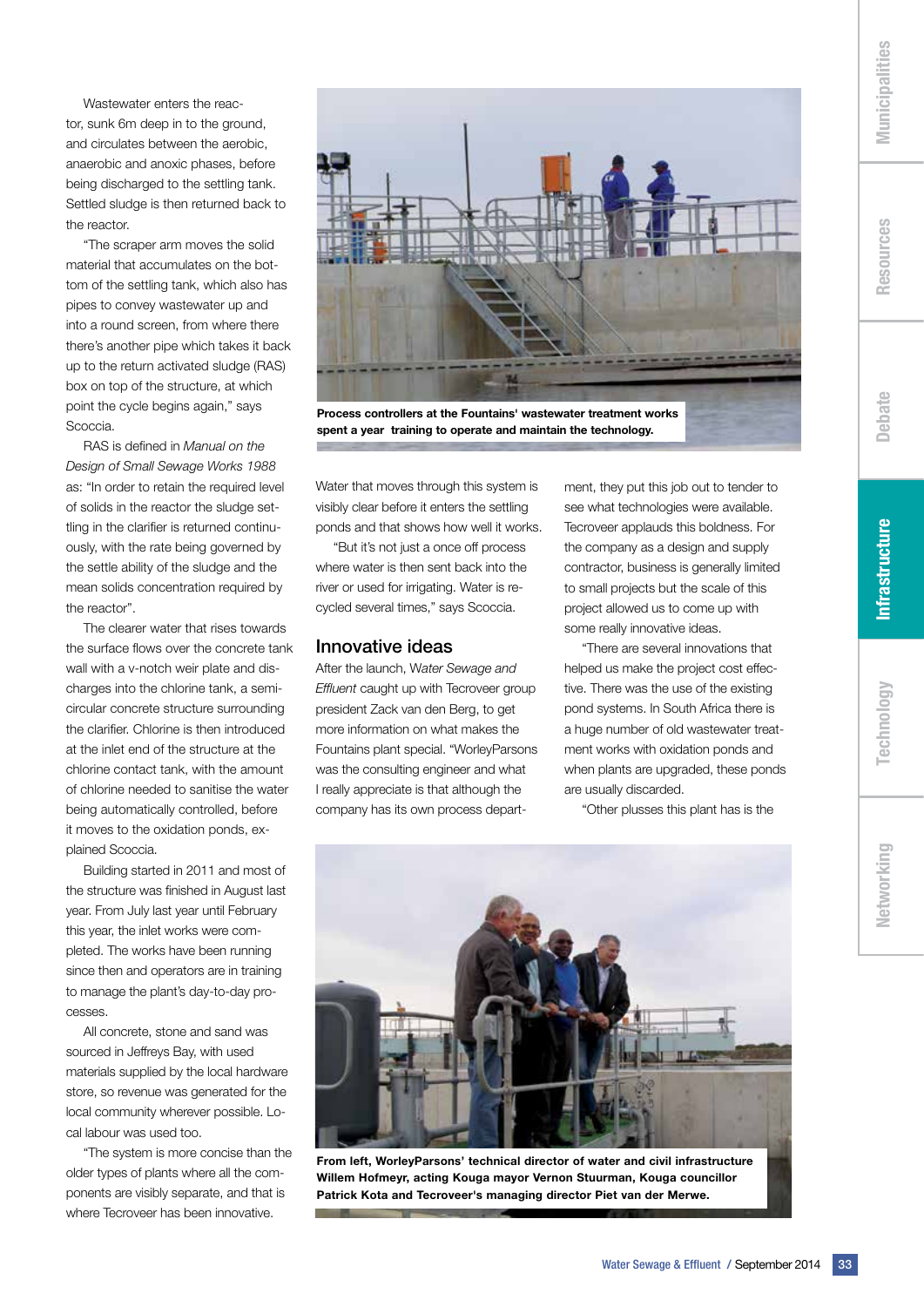Wastewater enters the reactor, sunk 6m deep in to the ground, and circulates between the aerobic, anaerobic and anoxic phases, before being discharged to the settling tank. Settled sludge is then returned back to the reactor.

"The scraper arm moves the solid material that accumulates on the bottom of the settling tank, which also has pipes to convey wastewater up and into a round screen, from where there there's another pipe which takes it back up to the return activated sludge (RAS) box on top of the structure, at which point the cycle begins again," says Scoccia.

RAS is defined in *Manual on the Design of Small Sewage Works 1988* as: "In order to retain the required level of solids in the reactor the sludge settling in the clarifier is returned continuously, with the rate being governed by the settle ability of the sludge and the mean solids concentration required by the reactor".

The clearer water that rises towards the surface flows over the concrete tank wall with a v-notch weir plate and discharges into the chlorine tank, a semi-circular concrete structure surrounding the clarifier. Chlorine is then introduced at the inlet end of the structure at the chlorine contact tank, with the amount of chlorine needed to sanitise the water being automatically controlled, before it moves to the oxidation ponds, explained Scoccia.

Building started in 2011 and most of the structure was finished in August last year. From July last year until February this year, the inlet works were completed. The works have been running since then and operators are in training to manage the plant's day-to-day processes.

All concrete, stone and sand was sourced in Jeffreys Bay, with used materials supplied by the local hardware store, so revenue was generated for the local community wherever possible. Local labour was used too.

"The system is more concise than the older types of plants where all the components are visibly separate, and that is where Tecroveer has been innovative.

**Process controllers at the Fountains' wastewater treatment works spent a year training to operate and maintain the technology.**

Water that moves through this system is visibly clear before it enters the settling ponds and that shows how well it works.

"But it's not just a once off process where water is then sent back into the river or used for irrigating. Water is recycled several times," says Scoccia.

## Innovative ideas

After the launch, *Water Sewage and Effluent* caught up with Tecroveer group president Zack van den Berg, to get more information on what makes the Fountains plant special. "WorleyParsons was the consulting engineer and what I really appreciate is that although the company has its own process department, they put this job out to tender to see what technologies were available. Tecroveer applauds this boldness. For the company as a design and supply contractor, business is generally limited to small projects but the scale of this project allowed us to come up with some really innovative ideas.

"There are several innovations that helped us make the project cost effective. There was the use of the existing pond systems. In South Africa there is a huge number of old wastewater treatment works with oxidation ponds and when plants are upgraded, these ponds are usually discarded.

"Other plusses this plant has is the

**From left, WorleyParsons' technical director of water and civil infrastructure Willem Hofmeyr, acting Kouga mayor Vernon Stuurman, Kouga councillor Patrick Kota and Tecroveer's managing director Piet van der Merwe.**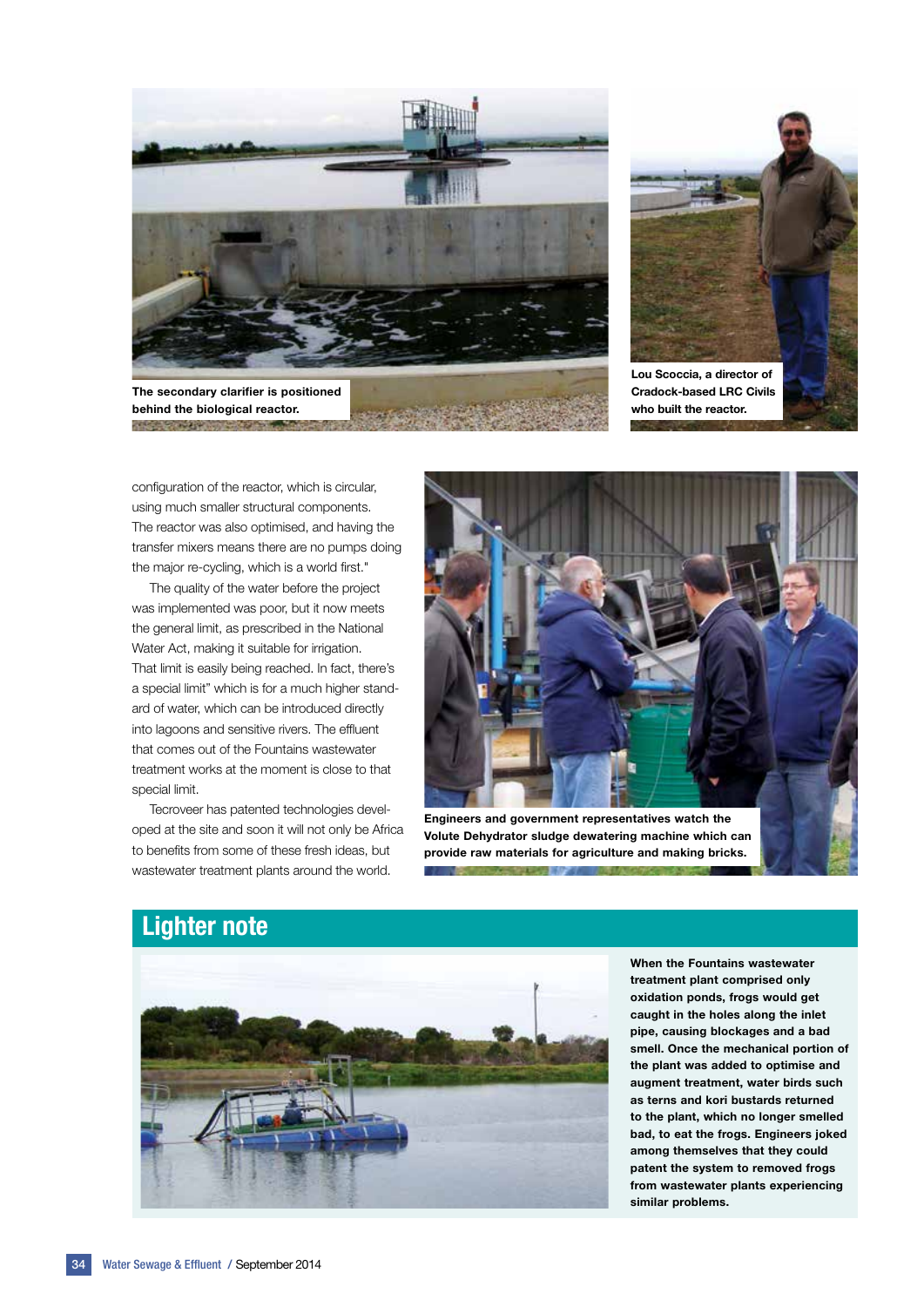The secondary clarifier is positioned behind the biological reactor.

Lou Scoccia, a director of Cradock-based LRC Civils who built the reactor.

configuration of the reactor, which is circular, using much smaller structural components. The reactor was also optimised, and having the transfer mixers means there are no pumps doing the major re-cycling, which is a world first."

The quality of the water before the project was implemented was poor, but it now meets the general limit, as prescribed in the National Water Act, making it suitable for irrigation. That limit is easily being reached. In fact, there's a special limit" which is for a much higher standard of water, which can be introduced directly into lagoons and sensitive rivers. The effluent that comes out of the Fountains wastewater treatment works at the moment is close to that special limit.

Tecroveer has patented technologies developed at the site and soon it will not only be Africa to benefits from some of these fresh ideas, but wastewater treatment plants around the world.

Engineers and government representatives watch the Volute Dehydrator sludge dewatering machine which can provide raw materials for agriculture and making bricks.

## Lighter note

When the Fountains wastewater treatment plant comprised only oxidation ponds, frogs would get caught in the holes along the inlet pipe, causing blockages and a bad smell. Once the mechanical portion of the plant was added to optimise and augment treatment, water birds such as terns and kori bustards returned to the plant, which no longer smelled bad, to eat the frogs. Engineers joked among themselves that they could patent the system to removed frogs from wastewater plants experiencing similar problems.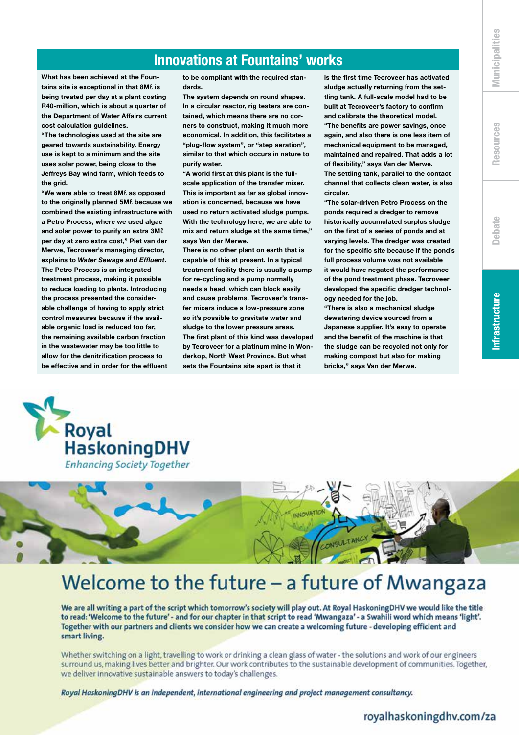## Innovations at Fountains' works

**What has been achieved at the Fountains site is exceptional in that 8Mℓ is being treated per day at a plant costing R40-million, which is about a quarter of the Department of Water Affairs current cost calculation guidelines.**

**"The technologies used at the site are geared towards sustainability. Energy use is kept to a minimum and the site uses solar power, being close to the Jeffreys Bay wind farm, which feeds to the grid.**

**"We were able to treat 8Mℓ as opposed to the originally planned 5Mℓ because we combined the existing infrastructure with a Petro Process, where we used algae and solar power to purify an extra 3Mℓ per day at zero extra cost," Piet van der Merwe, Tecroveer's managing director, explains to *Water Sewage and Effluent*.**

**The Petro Process is an integrated treatment process, making it possible to reduce loading to plants. Introducing the process presented the considerable challenge of having to apply strict control measures because if the available organic load is reduced too far, the remaining available carbon fraction in the wastewater may be too little to allow for the denitrification process to be effective and in order for the effluent to be compliant with the required standards.**

**The system depends on round shapes. In a circular reactor, rig testers are contained, which means there are no corners to construct, making it much more economical. In addition, this facilitates a "plug-flow system", or "step aeration", similar to that which occurs in nature to purify water.**

**"A world first at this plant is the full-scale application of the transfer mixer. This is important as far as global innovation is concerned, because we have used no return activated sludge pumps. With the technology here, we are able to mix and return sludge at the same time," says Van der Merwe.**

**There is no other plant on earth that is capable of this at present. In a typical treatment facility there is usually a pump for re-cycling and a pump normally needs a head, which can block easily and cause problems. Tecroveer's transfer mixers induce a low-pressure zone so it's possible to gravitate water and sludge to the lower pressure areas.**

**The first plant of this kind was developed by Tecroveer for a platinum mine in Wonderkop, North West Province. But what sets the Fountains site apart is that it is the first time Tecroveer has activated sludge actually returning from the settling tank. A full-scale model had to be built at Tecroveer's factory to confirm and calibrate the theoretical model.**

**"The benefits are power savings, once again, and also there is one less item of mechanical equipment to be managed, maintained and repaired. That adds a lot of flexibility," says Van der Merwe.**

**The settling tank, parallel to the contact channel that collects clean water, is also circular.**

**"The solar-driven Petro Process on the ponds required a dredger to remove historically accumulated surplus sludge on the first of a series of ponds and at varying levels. The dredger was created for the specific site because if the pond's full process volume was not available it would have negated the performance of the pond treatment phase. Tecroveer developed the specific dredger technology needed for the job.**

**"There is also a mechanical sludge dewatering device sourced from a Japanese supplier. It's easy to operate and the benefit of the machine is that the sludge can be recycled not only for making compost but also for making bricks," says Van der Merwe.**

Royal HaskoningDHV

*Enhancing Society Together*

# Welcome to the future – a future of Mwangaza

**We are all writing a part of the script which tomorrow's society will play out. At Royal HaskoningDHV we would like the title to read: 'Welcome to the future' - and for our chapter in that script to read 'Mwangaza' - a Swahili word which means 'light'. Together with our partners and clients we consider how we can create a welcoming future - developing efficient and smart living.**

Whether switching on a light, travelling to work or drinking a clean glass of water - the solutions and work of our engineers surround us, making lives better and brighter. Our work contributes to the sustainable development of communities. Together, we deliver innovative sustainable answers to today's challenges.

***Royal HaskoningDHV is an independent, international engineering and project management consultancy.***

royalhaskoningdhv.com/za